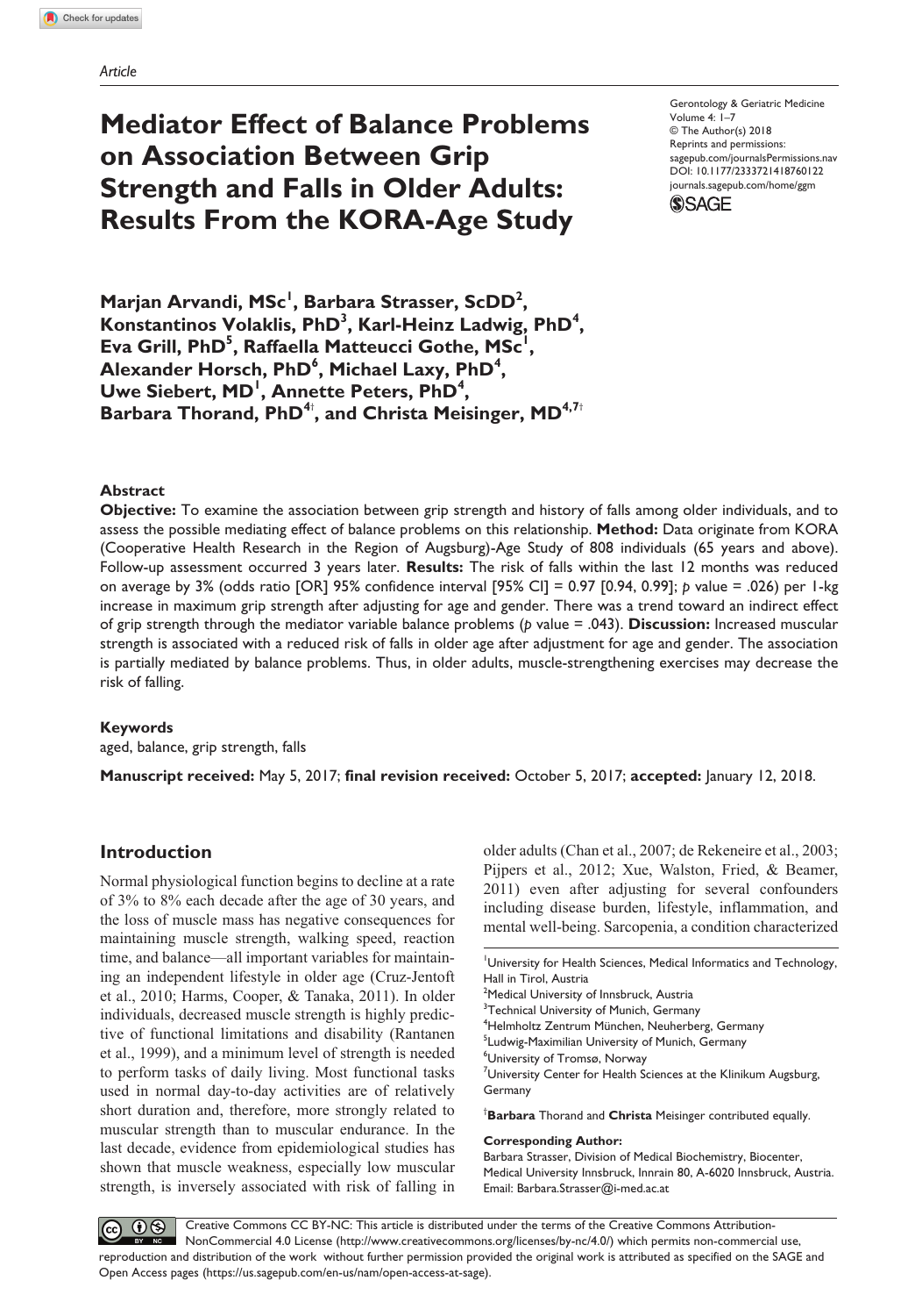Article

# Mediator Effect of Balance Problems on Association Between Grip Strength and Falls in Older Adults: Results From the KORA-Age Study

Gerontology & Geriatric Medicine
Volume 4: 1–7
© The Author(s) 2018
Reprints and permissions:
sagepub.com/journalsPermissions.nav
DOI: 10.1177/2333721418760122
journals.sagepub.com/home/ggm

**Marjan Arvandi, MSc[1], Barbara Strasser, ScDD[2], Konstantinos Volaklis, PhD[3], Karl-Heinz Ladwig, PhD[4], Eva Grill, PhD[5], Raffaella Matteucci Gothe, MSc[1], Alexander Horsch, PhD[6], Michael Laxy, PhD[4], Uwe Siebert, MD[1], Annette Peters, PhD[4], Barbara Thorand, PhD[4†], and Christa Meisinger, MD[4,7†]**

## Abstract

**Objective:** To examine the association between grip strength and history of falls among older individuals, and to assess the possible mediating effect of balance problems on this relationship. **Method:** Data originate from KORA (Cooperative Health Research in the Region of Augsburg)-Age Study of 808 individuals (65 years and above). Follow-up assessment occurred 3 years later. **Results:** The risk of falls within the last 12 months was reduced on average by 3% (odds ratio [OR] 95% confidence interval [95% CI] = 0.97 [0.94, 0.99]; *p* value = .026) per 1-kg increase in maximum grip strength after adjusting for age and gender. There was a trend toward an indirect effect of grip strength through the mediator variable balance problems (*p* value = .043). **Discussion:** Increased muscular strength is associated with a reduced risk of falls in older age after adjustment for age and gender. The association is partially mediated by balance problems. Thus, in older adults, muscle-strengthening exercises may decrease the risk of falling.

### Keywords

aged, balance, grip strength, falls

**Manuscript received:** May 5, 2017; **final revision received:** October 5, 2017; **accepted:** January 12, 2018.

## Introduction

Normal physiological function begins to decline at a rate of 3% to 8% each decade after the age of 30 years, and the loss of muscle mass has negative consequences for maintaining muscle strength, walking speed, reaction time, and balance—all important variables for maintaining an independent lifestyle in older age (Cruz-Jentoft et al., 2010; Harms, Cooper, & Tanaka, 2011). In older individuals, decreased muscle strength is highly predictive of functional limitations and disability (Rantanen et al., 1999), and a minimum level of strength is needed to perform tasks of daily living. Most functional tasks used in normal day-to-day activities are of relatively short duration and, therefore, more strongly related to muscular strength than to muscular endurance. In the last decade, evidence from epidemiological studies has shown that muscle weakness, especially low muscular strength, is inversely associated with risk of falling in older adults (Chan et al., 2007; de Rekeneire et al., 2003; Pijpers et al., 2012; Xue, Walston, Fried, & Beamer, 2011) even after adjusting for several confounders including disease burden, lifestyle, inflammation, and mental well-being. Sarcopenia, a condition characterized

[1]University for Health Sciences, Medical Informatics and Technology, Hall in Tirol, Austria
[2]Medical University of Innsbruck, Austria
[3]Technical University of Munich, Germany
[4]Helmholtz Zentrum München, Neuherberg, Germany
[5]Ludwig-Maximilian University of Munich, Germany
[6]University of Tromsø, Norway
[7]University Center for Health Sciences at the Klinikum Augsburg, Germany

[†]**Barbara** Thorand and **Christa** Meisinger contributed equally.

**Corresponding Author:**
Barbara Strasser, Division of Medical Biochemistry, Biocenter, Medical University Innsbruck, Innrain 80, A-6020 Innsbruck, Austria.
Email: Barbara.Strasser@i-med.ac.at

Creative Commons CC BY-NC: This article is distributed under the terms of the Creative Commons Attribution-NonCommercial 4.0 License (http://www.creativecommons.org/licenses/by-nc/4.0/) which permits non-commercial use, reproduction and distribution of the work without further permission provided the original work is attributed as specified on the SAGE and Open Access pages (https://us.sagepub.com/en-us/nam/open-access-at-sage).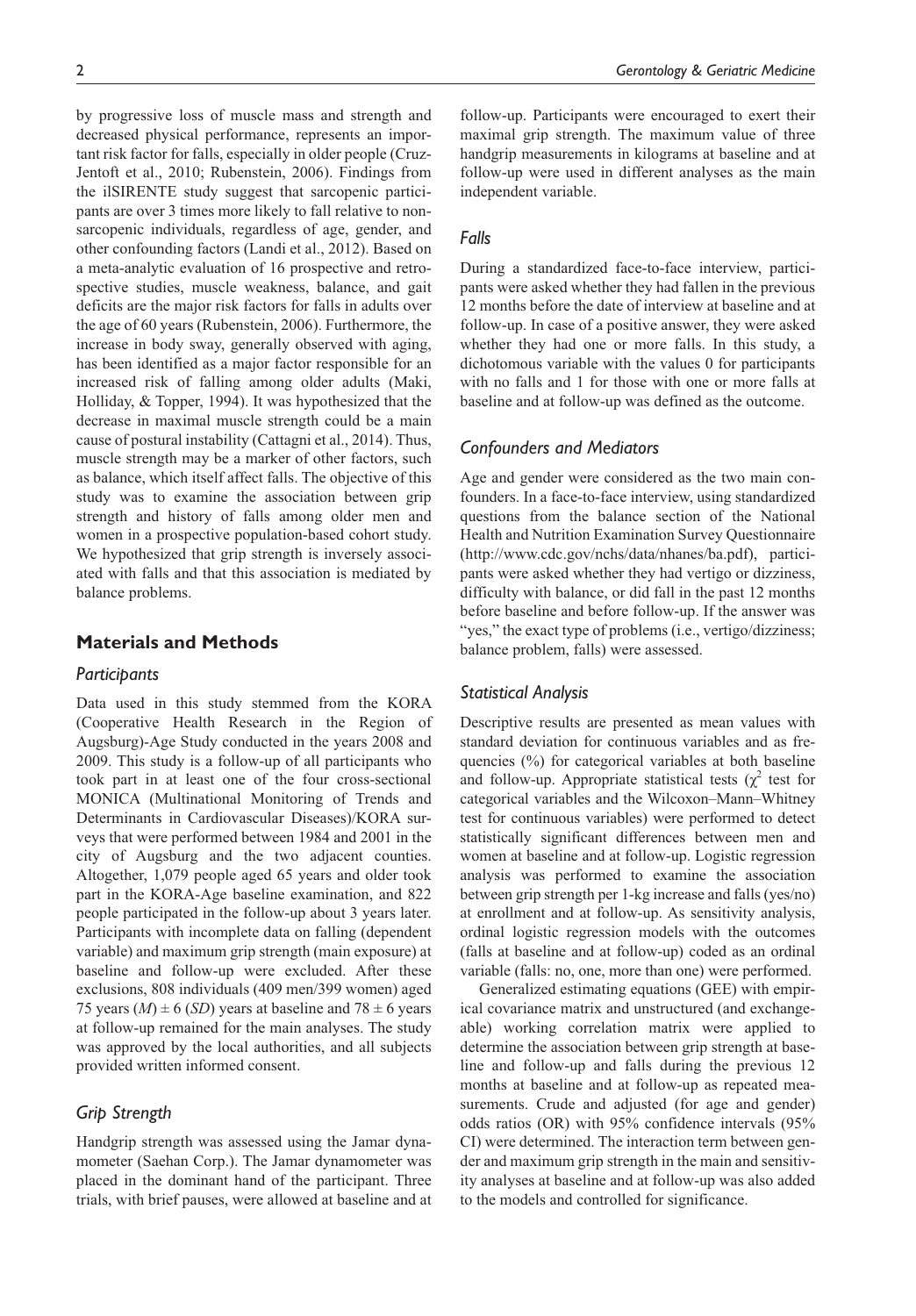by progressive loss of muscle mass and strength and decreased physical performance, represents an important risk factor for falls, especially in older people (Cruz-Jentoft et al., 2010; Rubenstein, 2006). Findings from the ilSIRENTE study suggest that sarcopenic participants are over 3 times more likely to fall relative to nonsarcopenic individuals, regardless of age, gender, and other confounding factors (Landi et al., 2012). Based on a meta-analytic evaluation of 16 prospective and retrospective studies, muscle weakness, balance, and gait deficits are the major risk factors for falls in adults over the age of 60 years (Rubenstein, 2006). Furthermore, the increase in body sway, generally observed with aging, has been identified as a major factor responsible for an increased risk of falling among older adults (Maki, Holliday, & Topper, 1994). It was hypothesized that the decrease in maximal muscle strength could be a main cause of postural instability (Cattagni et al., 2014). Thus, muscle strength may be a marker of other factors, such as balance, which itself affect falls. The objective of this study was to examine the association between grip strength and history of falls among older men and women in a prospective population-based cohort study. We hypothesized that grip strength is inversely associated with falls and that this association is mediated by balance problems.

## Materials and Methods

### Participants

Data used in this study stemmed from the KORA (Cooperative Health Research in the Region of Augsburg)-Age Study conducted in the years 2008 and 2009. This study is a follow-up of all participants who took part in at least one of the four cross-sectional MONICA (Multinational Monitoring of Trends and Determinants in Cardiovascular Diseases)/KORA surveys that were performed between 1984 and 2001 in the city of Augsburg and the two adjacent counties. Altogether, 1,079 people aged 65 years and older took part in the KORA-Age baseline examination, and 822 people participated in the follow-up about 3 years later. Participants with incomplete data on falling (dependent variable) and maximum grip strength (main exposure) at baseline and follow-up were excluded. After these exclusions, 808 individuals (409 men/399 women) aged 75 years (*M*) ± 6 (*SD*) years at baseline and 78 ± 6 years at follow-up remained for the main analyses. The study was approved by the local authorities, and all subjects provided written informed consent.

### Grip Strength

Handgrip strength was assessed using the Jamar dynamometer (Saehan Corp.). The Jamar dynamometer was placed in the dominant hand of the participant. Three trials, with brief pauses, were allowed at baseline and at follow-up. Participants were encouraged to exert their maximal grip strength. The maximum value of three handgrip measurements in kilograms at baseline and at follow-up were used in different analyses as the main independent variable.

### Falls

During a standardized face-to-face interview, participants were asked whether they had fallen in the previous 12 months before the date of interview at baseline and at follow-up. In case of a positive answer, they were asked whether they had one or more falls. In this study, a dichotomous variable with the values 0 for participants with no falls and 1 for those with one or more falls at baseline and at follow-up was defined as the outcome.

### Confounders and Mediators

Age and gender were considered as the two main confounders. In a face-to-face interview, using standardized questions from the balance section of the National Health and Nutrition Examination Survey Questionnaire (http://www.cdc.gov/nchs/data/nhanes/ba.pdf), participants were asked whether they had vertigo or dizziness, difficulty with balance, or did fall in the past 12 months before baseline and before follow-up. If the answer was "yes," the exact type of problems (i.e., vertigo/dizziness; balance problem, falls) were assessed.

### Statistical Analysis

Descriptive results are presented as mean values with standard deviation for continuous variables and as frequencies (%) for categorical variables at both baseline and follow-up. Appropriate statistical tests ($\chi^2$ test for categorical variables and the Wilcoxon–Mann–Whitney test for continuous variables) were performed to detect statistically significant differences between men and women at baseline and at follow-up. Logistic regression analysis was performed to examine the association between grip strength per 1-kg increase and falls (yes/no) at enrollment and at follow-up. As sensitivity analysis, ordinal logistic regression models with the outcomes (falls at baseline and at follow-up) coded as an ordinal variable (falls: no, one, more than one) were performed.

Generalized estimating equations (GEE) with empirical covariance matrix and unstructured (and exchangeable) working correlation matrix were applied to determine the association between grip strength at baseline and follow-up and falls during the previous 12 months at baseline and at follow-up as repeated measurements. Crude and adjusted (for age and gender) odds ratios (OR) with 95% confidence intervals (95% CI) were determined. The interaction term between gender and maximum grip strength in the main and sensitivity analyses at baseline and at follow-up was also added to the models and controlled for significance.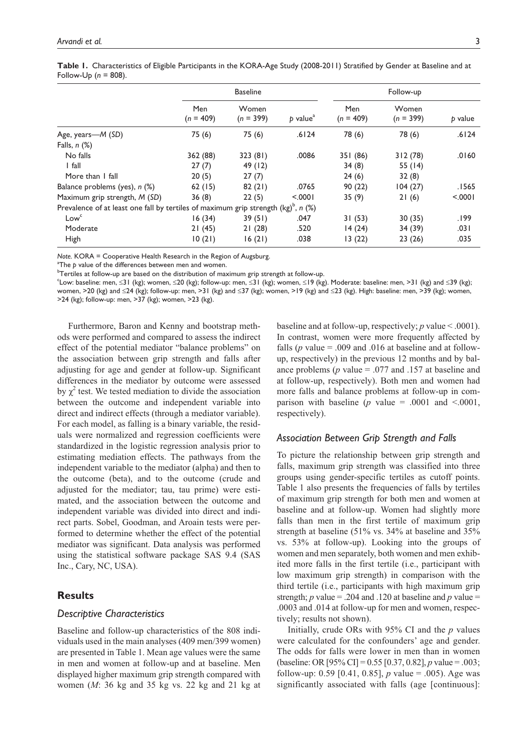**Table 1.** Characteristics of Eligible Participants in the KORA-Age Study (2008-2011) Stratified by Gender at Baseline and at Follow-Up ($n$ = 808).

| | Baseline | | | Follow-up | | |
|---|---|---|---|---|---|---|
| | Men ($n$ = 409) | Women ($n$ = 399) | $p$ value[a] | Men ($n$ = 409) | Women ($n$ = 399) | $p$ value |
| Age, years—*M* (*SD*) | 75 (6) | 75 (6) | .6124 | 78 (6) | 78 (6) | .6124 |
| Falls, *n* (%) | | | | | | |
| No falls | 362 (88) | 323 (81) | .0086 | 351 (86) | 312 (78) | .0160 |
| 1 fall | 27 (7) | 49 (12) | | 34 (8) | 55 (14) | |
| More than 1 fall | 20 (5) | 27 (7) | | 24 (6) | 32 (8) | |
| Balance problems (yes), *n* (%) | 62 (15) | 82 (21) | .0765 | 90 (22) | 104 (27) | .1565 |
| Maximum grip strength, *M* (*SD*) | 36 (8) | 22 (5) | <.0001 | 35 (9) | 21 (6) | <.0001 |
| Prevalence of at least one fall by tertiles of maximum grip strength (kg)[b], *n* (%) | | | | | | |
| Low[c] | 16 (34) | 39 (51) | .047 | 31 (53) | 30 (35) | .199 |
| Moderate | 21 (45) | 21 (28) | .520 | 14 (24) | 34 (39) | .031 |
| High | 10 (21) | 16 (21) | .038 | 13 (22) | 23 (26) | .035 |

*Note.* KORA = Cooperative Health Research in the Region of Augsburg.
[a]The $p$ value of the differences between men and women.
[b]Tertiles at follow-up are based on the distribution of maximum grip strength at follow-up.
[c]Low: baseline: men, ≤31 (kg); women, ≤20 (kg); follow-up: men, ≤31 (kg); women, ≤19 (kg). Moderate: baseline: men, >31 (kg) and ≤39 (kg); women, >20 (kg) and ≤24 (kg); follow-up: men, >31 (kg) and ≤37 (kg); women, >19 (kg) and ≤23 (kg). High: baseline: men, >39 (kg); women, >24 (kg); follow-up: men, >37 (kg); women, >23 (kg).

Furthermore, Baron and Kenny and bootstrap methods were performed and compared to assess the indirect effect of the potential mediator "balance problems" on the association between grip strength and falls after adjusting for age and gender at follow-up. Significant differences in the mediator by outcome were assessed by $\chi^2$ test. We tested mediation to divide the association between the outcome and independent variable into direct and indirect effects (through a mediator variable). For each model, as falling is a binary variable, the residuals were normalized and regression coefficients were standardized in the logistic regression analysis prior to estimating mediation effects. The pathways from the independent variable to the mediator (alpha) and then to the outcome (beta), and to the outcome (crude and adjusted for the mediator; tau, tau prime) were estimated, and the association between the outcome and independent variable was divided into direct and indirect parts. Sobel, Goodman, and Aroain tests were performed to determine whether the effect of the potential mediator was significant. Data analysis was performed using the statistical software package SAS 9.4 (SAS Inc., Cary, NC, USA).

## Results

### Descriptive Characteristics

Baseline and follow-up characteristics of the 808 individuals used in the main analyses (409 men/399 women) are presented in Table 1. Mean age values were the same in men and women at follow-up and at baseline. Men displayed higher maximum grip strength compared with women (*M*: 36 kg and 35 kg vs. 22 kg and 21 kg at baseline and at follow-up, respectively; $p$ value < .0001). In contrast, women were more frequently affected by falls ($p$ value = .009 and .016 at baseline and at follow-up, respectively) in the previous 12 months and by balance problems ($p$ value = .077 and .157 at baseline and at follow-up, respectively). Both men and women had more falls and balance problems at follow-up in comparison with baseline ($p$ value = .0001 and <.0001, respectively).

### Association Between Grip Strength and Falls

To picture the relationship between grip strength and falls, maximum grip strength was classified into three groups using gender-specific tertiles as cutoff points. Table 1 also presents the frequencies of falls by tertiles of maximum grip strength for both men and women at baseline and at follow-up. Women had slightly more falls than men in the first tertile of maximum grip strength at baseline (51% vs. 34% at baseline and 35% vs. 53% at follow-up). Looking into the groups of women and men separately, both women and men exhibited more falls in the first tertile (i.e., participant with low maximum grip strength) in comparison with the third tertile (i.e., participants with high maximum grip strength; $p$ value = .204 and .120 at baseline and $p$ value = .0003 and .014 at follow-up for men and women, respectively; results not shown).

Initially, crude ORs with 95% CI and the $p$ values were calculated for the confounders' age and gender. The odds for falls were lower in men than in women (baseline: OR [95% CI] = 0.55 [0.37, 0.82], $p$ value = .003; follow-up: 0.59 [0.41, 0.85], $p$ value = .005). Age was significantly associated with falls (age [continuous]: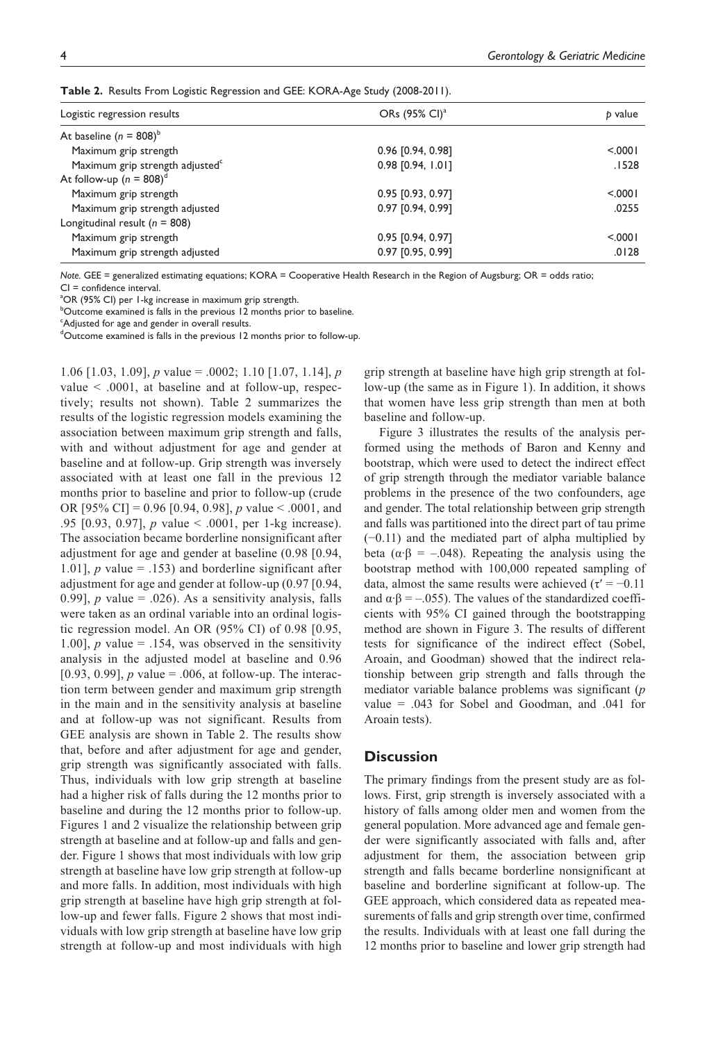**Table 2.** Results From Logistic Regression and GEE: KORA-Age Study (2008-2011).

| Logistic regression results | ORs (95% CI)[a] | *p* value |
|---|---|---|
| At baseline ($n$ = 808)[b] | | |
| Maximum grip strength | 0.96 [0.94, 0.98] | <.0001 |
| Maximum grip strength adjusted[c] | 0.98 [0.94, 1.01] | .1528 |
| At follow-up ($n$ = 808)[d] | | |
| Maximum grip strength | 0.95 [0.93, 0.97] | <.0001 |
| Maximum grip strength adjusted | 0.97 [0.94, 0.99] | .0255 |
| Longitudinal result ($n$ = 808) | | |
| Maximum grip strength | 0.95 [0.94, 0.97] | <.0001 |
| Maximum grip strength adjusted | 0.97 [0.95, 0.99] | .0128 |

*Note.* GEE = generalized estimating equations; KORA = Cooperative Health Research in the Region of Augsburg; OR = odds ratio; CI = confidence interval.
[a]OR (95% CI) per 1-kg increase in maximum grip strength.
[b]Outcome examined is falls in the previous 12 months prior to baseline.
[c]Adjusted for age and gender in overall results.
[d]Outcome examined is falls in the previous 12 months prior to follow-up.

1.06 [1.03, 1.09], *p* value = .0002; 1.10 [1.07, 1.14], *p* value < .0001, at baseline and at follow-up, respectively; results not shown). Table 2 summarizes the results of the logistic regression models examining the association between maximum grip strength and falls, with and without adjustment for age and gender at baseline and at follow-up. Grip strength was inversely associated with at least one fall in the previous 12 months prior to baseline and prior to follow-up (crude OR [95% CI] = 0.96 [0.94, 0.98], *p* value < .0001, and .95 [0.93, 0.97], *p* value < .0001, per 1-kg increase). The association became borderline nonsignificant after adjustment for age and gender at baseline (0.98 [0.94, 1.01], *p* value = .153) and borderline significant after adjustment for age and gender at follow-up (0.97 [0.94, 0.99], *p* value = .026). As a sensitivity analysis, falls were taken as an ordinal variable into an ordinal logistic regression model. An OR (95% CI) of 0.98 [0.95, 1.00], *p* value = .154, was observed in the sensitivity analysis in the adjusted model at baseline and 0.96 [0.93, 0.99], *p* value = .006, at follow-up. The interaction term between gender and maximum grip strength in the main and in the sensitivity analysis at baseline and at follow-up was not significant. Results from GEE analysis are shown in Table 2. The results show that, before and after adjustment for age and gender, grip strength was significantly associated with falls. Thus, individuals with low grip strength at baseline had a higher risk of falls during the 12 months prior to baseline and during the 12 months prior to follow-up. Figures 1 and 2 visualize the relationship between grip strength at baseline and at follow-up and falls and gender. Figure 1 shows that most individuals with low grip strength at baseline have low grip strength at follow-up and more falls. In addition, most individuals with high grip strength at baseline have high grip strength at follow-up and fewer falls. Figure 2 shows that most individuals with low grip strength at baseline have low grip strength at follow-up and most individuals with high grip strength at baseline have high grip strength at follow-up (the same as in Figure 1). In addition, it shows that women have less grip strength than men at both baseline and follow-up.

Figure 3 illustrates the results of the analysis performed using the methods of Baron and Kenny and bootstrap, which were used to detect the indirect effect of grip strength through the mediator variable balance problems in the presence of the two confounders, age and gender. The total relationship between grip strength and falls was partitioned into the direct part of tau prime (−0.11) and the mediated part of alpha multiplied by beta ($\alpha \cdot \beta = -.048$). Repeating the analysis using the bootstrap method with 100,000 repeated sampling of data, almost the same results were achieved ($\tau' = -0.11$ and $\alpha \cdot \beta = -.055$). The values of the standardized coefficients with 95% CI gained through the bootstrapping method are shown in Figure 3. The results of different tests for significance of the indirect effect (Sobel, Aroain, and Goodman) showed that the indirect relationship between grip strength and falls through the mediator variable balance problems was significant (*p* value = .043 for Sobel and Goodman, and .041 for Aroain tests).

## Discussion

The primary findings from the present study are as follows. First, grip strength is inversely associated with a history of falls among older men and women from the general population. More advanced age and female gender were significantly associated with falls and, after adjustment for them, the association between grip strength and falls became borderline nonsignificant at baseline and borderline significant at follow-up. The GEE approach, which considered data as repeated measurements of falls and grip strength over time, confirmed the results. Individuals with at least one fall during the 12 months prior to baseline and lower grip strength had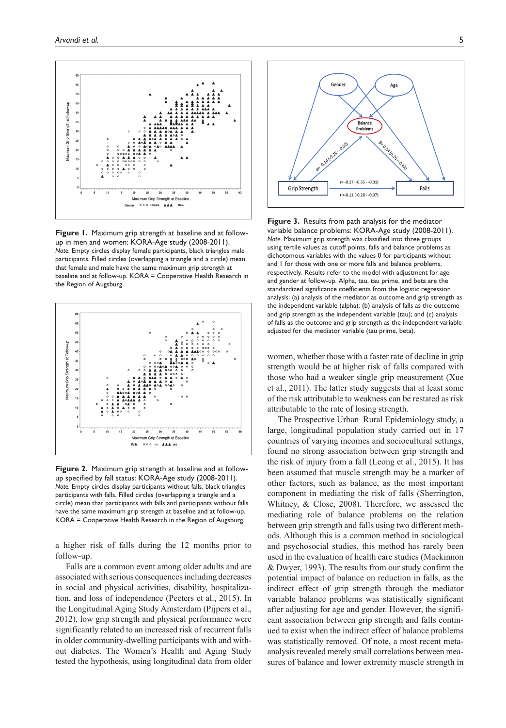**Figure 1.** Maximum grip strength at baseline and at follow-up in men and women: KORA-Age study (2008-2011).
*Note.* Empty circles display female participants, black triangles male participants. Filled circles (overlapping a triangle and a circle) mean that female and male have the same maximum grip strength at baseline and at follow-up. KORA = Cooperative Health Research in the Region of Augsburg.

**Figure 2.** Maximum grip strength at baseline and at follow-up specified by fall status: KORA-Age study (2008-2011).
*Note.* Empty circles display participants without falls, black triangles participants with falls. Filled circles (overlapping a triangle and a circle) mean that participants with falls and participants without falls have the same maximum grip strength at baseline and at follow-up. KORA = Cooperative Health Research in the Region of Augsburg.

a higher risk of falls during the 12 months prior to follow-up.

Falls are a common event among older adults and are associated with serious consequences including decreases in social and physical activities, disability, hospitalization, and loss of independence (Peeters et al., 2015). In the Longitudinal Aging Study Amsterdam (Pijpers et al., 2012), low grip strength and physical performance were significantly related to an increased risk of recurrent falls in older community-dwelling participants with and without diabetes. The Women's Health and Aging Study tested the hypothesis, using longitudinal data from older

**Figure 3.** Results from path analysis for the mediator variable balance problems: KORA-Age study (2008-2011).
*Note.* Maximum grip strength was classified into three groups using tertile values as cutoff points, falls and balance problems as dichotomous variables with the values 0 for participants without and 1 for those with one or more falls and balance problems, respectively. Results refer to the model with adjustment for age and gender at follow-up. Alpha, tau, tau prime, and beta are the standardized significance coefficients from the logistic regression analysis: (a) analysis of the mediator as outcome and grip strength as the independent variable (alpha); (b) analysis of falls as the outcome and grip strength as the independent variable (tau); and (c) analysis of falls as the outcome and grip strength as the independent variable adjusted for the mediator variable (tau prime, beta).

women, whether those with a faster rate of decline in grip strength would be at higher risk of falls compared with those who had a weaker single grip measurement (Xue et al., 2011). The latter study suggests that at least some of the risk attributable to weakness can be restated as risk attributable to the rate of losing strength.

The Prospective Urban–Rural Epidemiology study, a large, longitudinal population study carried out in 17 countries of varying incomes and sociocultural settings, found no strong association between grip strength and the risk of injury from a fall (Leong et al., 2015). It has been assumed that muscle strength may be a marker of other factors, such as balance, as the most important component in mediating the risk of falls (Sherrington, Whitney, & Close, 2008). Therefore, we assessed the mediating role of balance problems on the relation between grip strength and falls using two different methods. Although this is a common method in sociological and psychosocial studies, this method has rarely been used in the evaluation of health care studies (Mackinnon & Dwyer, 1993). The results from our study confirm the potential impact of balance on reduction in falls, as the indirect effect of grip strength through the mediator variable balance problems was statistically significant after adjusting for age and gender. However, the significant association between grip strength and falls continued to exist when the indirect effect of balance problems was statistically removed. Of note, a most recent meta-analysis revealed merely small correlations between measures of balance and lower extremity muscle strength in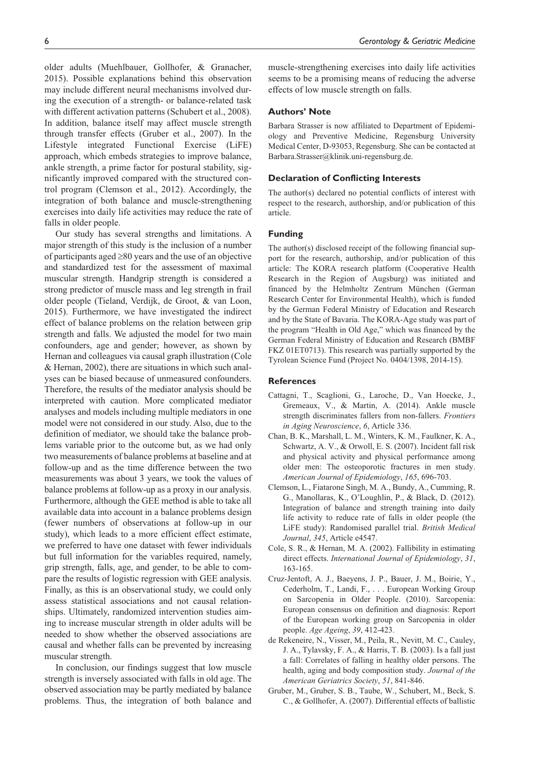older adults (Muehlbauer, Gollhofer, & Granacher, 2015). Possible explanations behind this observation may include different neural mechanisms involved during the execution of a strength- or balance-related task with different activation patterns (Schubert et al., 2008). In addition, balance itself may affect muscle strength through transfer effects (Gruber et al., 2007). In the Lifestyle integrated Functional Exercise (LiFE) approach, which embeds strategies to improve balance, ankle strength, a prime factor for postural stability, significantly improved compared with the structured control program (Clemson et al., 2012). Accordingly, the integration of both balance and muscle-strengthening exercises into daily life activities may reduce the rate of falls in older people.

Our study has several strengths and limitations. A major strength of this study is the inclusion of a number of participants aged ≥80 years and the use of an objective and standardized test for the assessment of maximal muscular strength. Handgrip strength is considered a strong predictor of muscle mass and leg strength in frail older people (Tieland, Verdijk, de Groot, & van Loon, 2015). Furthermore, we have investigated the indirect effect of balance problems on the relation between grip strength and falls. We adjusted the model for two main confounders, age and gender; however, as shown by Hernan and colleagues via causal graph illustration (Cole & Hernan, 2002), there are situations in which such analyses can be biased because of unmeasured confounders. Therefore, the results of the mediator analysis should be interpreted with caution. More complicated mediator analyses and models including multiple mediators in one model were not considered in our study. Also, due to the definition of mediator, we should take the balance problems variable prior to the outcome but, as we had only two measurements of balance problems at baseline and at follow-up and as the time difference between the two measurements was about 3 years, we took the values of balance problems at follow-up as a proxy in our analysis. Furthermore, although the GEE method is able to take all available data into account in a balance problems design (fewer numbers of observations at follow-up in our study), which leads to a more efficient effect estimate, we preferred to have one dataset with fewer individuals but full information for the variables required, namely, grip strength, falls, age, and gender, to be able to compare the results of logistic regression with GEE analysis. Finally, as this is an observational study, we could only assess statistical associations and not causal relationships. Ultimately, randomized intervention studies aiming to increase muscular strength in older adults will be needed to show whether the observed associations are causal and whether falls can be prevented by increasing muscular strength.

In conclusion, our findings suggest that low muscle strength is inversely associated with falls in old age. The observed association may be partly mediated by balance problems. Thus, the integration of both balance and muscle-strengthening exercises into daily life activities seems to be a promising means of reducing the adverse effects of low muscle strength on falls.

### Authors' Note

Barbara Strasser is now affiliated to Department of Epidemiology and Preventive Medicine, Regensburg University Medical Center, D-93053, Regensburg. She can be contacted at Barbara.Strasser@klinik.uni-regensburg.de.

### Declaration of Conflicting Interests

The author(s) declared no potential conflicts of interest with respect to the research, authorship, and/or publication of this article.

### Funding

The author(s) disclosed receipt of the following financial support for the research, authorship, and/or publication of this article: The KORA research platform (Cooperative Health Research in the Region of Augsburg) was initiated and financed by the Helmholtz Zentrum München (German Research Center for Environmental Health), which is funded by the German Federal Ministry of Education and Research and by the State of Bavaria. The KORA-Age study was part of the program "Health in Old Age," which was financed by the German Federal Ministry of Education and Research (BMBF FKZ 01ET0713). This research was partially supported by the Tyrolean Science Fund (Project No. 0404/1398, 2014-15).

### References

Cattagni, T., Scaglioni, G., Laroche, D., Van Hoecke, J., Gremeaux, V., & Martin, A. (2014). Ankle muscle strength discriminates fallers from non-fallers. *Frontiers in Aging Neuroscience*, *6*, Article 336.

Chan, B. K., Marshall, L. M., Winters, K. M., Faulkner, K. A., Schwartz, A. V., & Orwoll, E. S. (2007). Incident fall risk and physical activity and physical performance among older men: The osteoporotic fractures in men study. *American Journal of Epidemiology*, *165*, 696-703.

Clemson, L., Fiatarone Singh, M. A., Bundy, A., Cumming, R. G., Manollaras, K., O'Loughlin, P., & Black, D. (2012). Integration of balance and strength training into daily life activity to reduce rate of falls in older people (the LiFE study): Randomised parallel trial. *British Medical Journal*, *345*, Article e4547.

Cole, S. R., & Hernan, M. A. (2002). Fallibility in estimating direct effects. *International Journal of Epidemiology*, *31*, 163-165.

Cruz-Jentoft, A. J., Baeyens, J. P., Bauer, J. M., Boirie, Y., Cederholm, T., Landi, F., . . . European Working Group on Sarcopenia in Older People. (2010). Sarcopenia: European consensus on definition and diagnosis: Report of the European working group on Sarcopenia in older people. *Age Ageing*, *39*, 412-423.

de Rekeneire, N., Visser, M., Peila, R., Nevitt, M. C., Cauley, J. A., Tylavsky, F. A., & Harris, T. B. (2003). Is a fall just a fall: Correlates of falling in healthy older persons. The health, aging and body composition study. *Journal of the American Geriatrics Society*, *51*, 841-846.

Gruber, M., Gruber, S. B., Taube, W., Schubert, M., Beck, S. C., & Gollhofer, A. (2007). Differential effects of ballistic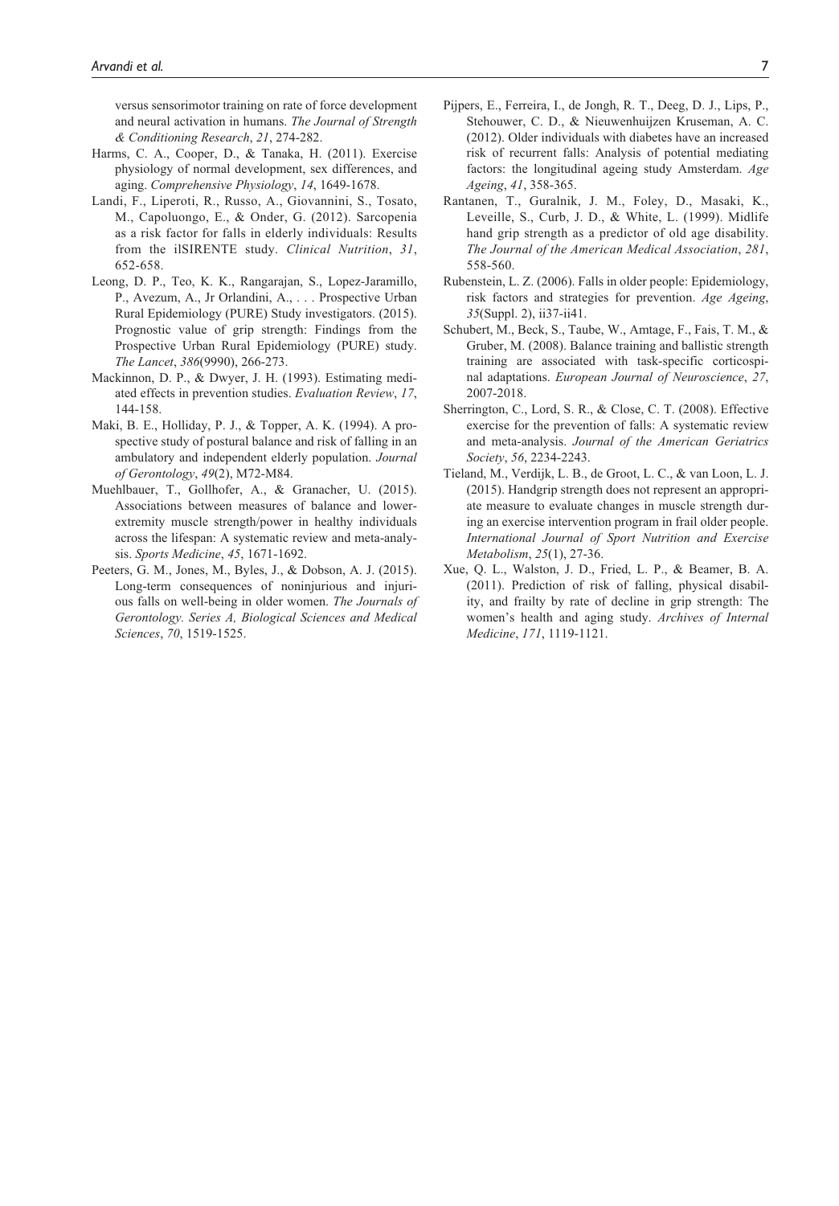versus sensorimotor training on rate of force development and neural activation in humans. *The Journal of Strength & Conditioning Research*, *21*, 274-282.

Harms, C. A., Cooper, D., & Tanaka, H. (2011). Exercise physiology of normal development, sex differences, and aging. *Comprehensive Physiology*, *14*, 1649-1678.

Landi, F., Liperoti, R., Russo, A., Giovannini, S., Tosato, M., Capoluongo, E., & Onder, G. (2012). Sarcopenia as a risk factor for falls in elderly individuals: Results from the ilSIRENTE study. *Clinical Nutrition*, *31*, 652-658.

Leong, D. P., Teo, K. K., Rangarajan, S., Lopez-Jaramillo, P., Avezum, A., Jr Orlandini, A., . . . Prospective Urban Rural Epidemiology (PURE) Study investigators. (2015). Prognostic value of grip strength: Findings from the Prospective Urban Rural Epidemiology (PURE) study. *The Lancet*, *386*(9990), 266-273.

Mackinnon, D. P., & Dwyer, J. H. (1993). Estimating mediated effects in prevention studies. *Evaluation Review*, *17*, 144-158.

Maki, B. E., Holliday, P. J., & Topper, A. K. (1994). A prospective study of postural balance and risk of falling in an ambulatory and independent elderly population. *Journal of Gerontology*, *49*(2), M72-M84.

Muehlbauer, T., Gollhofer, A., & Granacher, U. (2015). Associations between measures of balance and lower-extremity muscle strength/power in healthy individuals across the lifespan: A systematic review and meta-analysis. *Sports Medicine*, *45*, 1671-1692.

Peeters, G. M., Jones, M., Byles, J., & Dobson, A. J. (2015). Long-term consequences of noninjurious and injurious falls on well-being in older women. *The Journals of Gerontology. Series A, Biological Sciences and Medical Sciences*, *70*, 1519-1525.

Pijpers, E., Ferreira, I., de Jongh, R. T., Deeg, D. J., Lips, P., Stehouwer, C. D., & Nieuwenhuijzen Kruseman, A. C. (2012). Older individuals with diabetes have an increased risk of recurrent falls: Analysis of potential mediating factors: the longitudinal ageing study Amsterdam. *Age Ageing*, *41*, 358-365.

Rantanen, T., Guralnik, J. M., Foley, D., Masaki, K., Leveille, S., Curb, J. D., & White, L. (1999). Midlife hand grip strength as a predictor of old age disability. *The Journal of the American Medical Association*, *281*, 558-560.

Rubenstein, L. Z. (2006). Falls in older people: Epidemiology, risk factors and strategies for prevention. *Age Ageing*, *35*(Suppl. 2), ii37-ii41.

Schubert, M., Beck, S., Taube, W., Amtage, F., Fais, T. M., & Gruber, M. (2008). Balance training and ballistic strength training are associated with task-specific corticospinal adaptations. *European Journal of Neuroscience*, *27*, 2007-2018.

Sherrington, C., Lord, S. R., & Close, C. T. (2008). Effective exercise for the prevention of falls: A systematic review and meta-analysis. *Journal of the American Geriatrics Society*, *56*, 2234-2243.

Tieland, M., Verdijk, L. B., de Groot, L. C., & van Loon, L. J. (2015). Handgrip strength does not represent an appropriate measure to evaluate changes in muscle strength during an exercise intervention program in frail older people. *International Journal of Sport Nutrition and Exercise Metabolism*, *25*(1), 27-36.

Xue, Q. L., Walston, J. D., Fried, L. P., & Beamer, B. A. (2011). Prediction of risk of falling, physical disability, and frailty by rate of decline in grip strength: The women's health and aging study. *Archives of Internal Medicine*, *171*, 1119-1121.